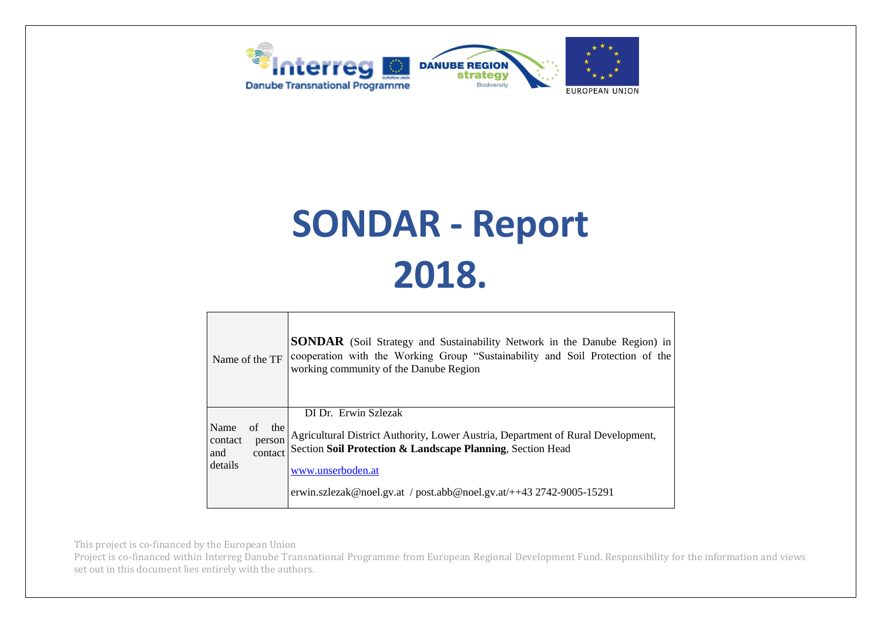# SONDAR - Report 2018.

| Name of the TF | **SONDAR** (Soil Strategy and Sustainability Network in the Danube Region) in cooperation with the Working Group "Sustainability and Soil Protection of the working community of the Danube Region |
|---|---|
| Name of the contact person and contact details | DI Dr. Erwin Szlezak<br><br>Agricultural District Authority, Lower Austria, Department of Rural Development, Section **Soil Protection & Landscape Planning**, Section Head<br><br>www.unserboden.at<br><br>erwin.szlezak@noel.gv.at / post.abb@noel.gv.at/++43 2742-9005-15291 |

This project is co-financed by the European Union

Project is co-financed within Interreg Danube Transnational Programme from European Regional Development Fund. Responsibility for the information and views set out in this document lies entirely with the authors.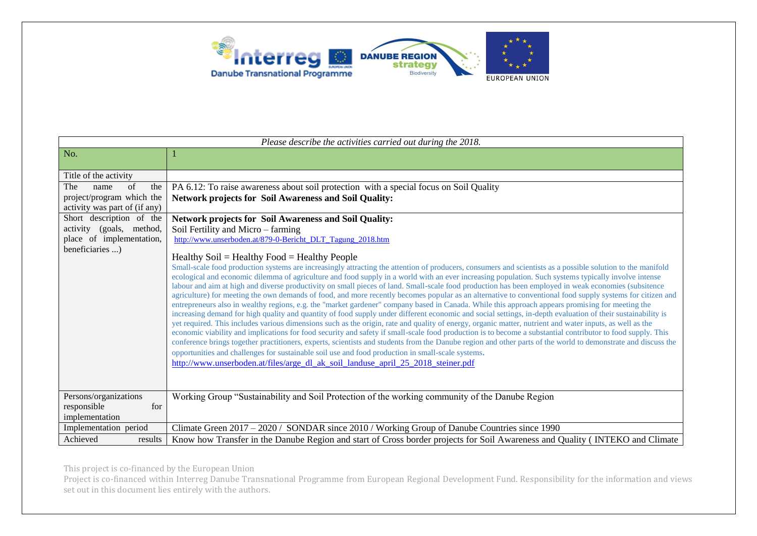| *Please describe the activities carried out during the 2018.* | |
|---|---|
| No. | 1 |
| Title of the activity | |
| The name of the project/program which the activity was part of (if any) | PA 6.12: To raise awareness about soil protection with a special focus on Soil Quality<br>**Network projects for Soil Awareness and Soil Quality:** |
| Short description of the activity (goals, method, place of implementation, beneficiaries ...) | **Network projects for Soil Awareness and Soil Quality:**<br>Soil Fertility and Micro – farming<br>http://www.unserboden.at/879-0-Bericht_DLT_Tagung_2018.htm<br><br>Healthy Soil = Healthy Food = Healthy People<br>Small-scale food production systems are increasingly attracting the attention of producers, consumers and scientists as a possible solution to the manifold ecological and economic dilemma of agriculture and food supply in a world with an ever increasing population. Such systems typically involve intense labour and aim at high and diverse productivity on small pieces of land. Small-scale food production has been employed in weak economies (subsitence agriculture) for meeting the own demands of food, and more recently becomes popular as an alternative to conventional food supply systems for citizen and entrepreneurs also in wealthy regions, e.g. the "market gardener" company based in Canada. While this approach appears promising for meeting the increasing demand for high quality and quantity of food supply under different economic and social settings, in-depth evaluation of their sustainability is yet required. This includes various dimensions such as the origin, rate and quality of energy, organic matter, nutrient and water inputs, as well as the economic viability and implications for food security and safety if small-scale food production is to become a substantial contributor to food supply. This conference brings together practitioners, experts, scientists and students from the Danube region and other parts of the world to demonstrate and discuss the opportunities and challenges for sustainable soil use and food production in small-scale systems.<br>http://www.unserboden.at/files/arge_dl_ak_soil_landuse_april_25_2018_steiner.pdf |
| Persons/organizations responsible for implementation | Working Group "Sustainability and Soil Protection of the working community of the Danube Region |
| Implementation period | Climate Green 2017 – 2020 / SONDAR since 2010 / Working Group of Danube Countries since 1990 |
| Achieved results | Know how Transfer in the Danube Region and start of Cross border projects for Soil Awareness and Quality ( INTEKO and Climate |

This project is co-financed by the European Union
Project is co-financed within Interreg Danube Transnational Programme from European Regional Development Fund. Responsibility for the information and views set out in this document lies entirely with the authors.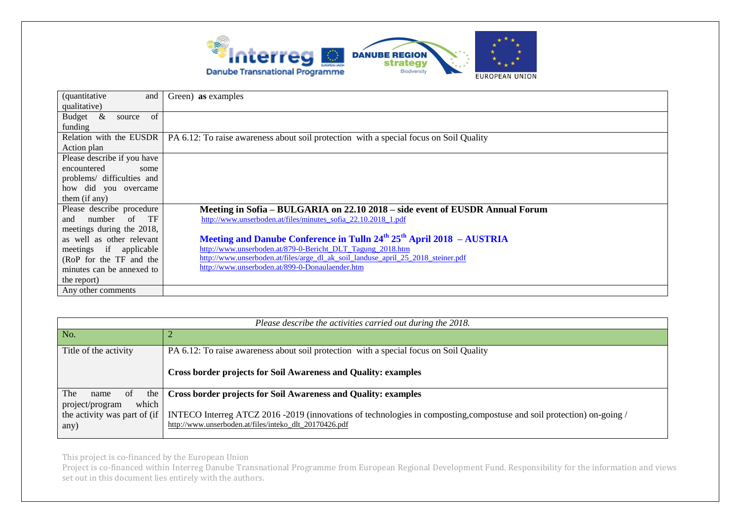| (quantitative and qualitative) | Green) **as** examples |
|---|---|
| Budget & source of funding | |
| Relation with the EUSDR Action plan | PA 6.12: To raise awareness about soil protection with a special focus on Soil Quality |
| Please describe if you have encountered some problems/ difficulties and how did you overcame them (if any) | |
| Please describe procedure and number of TF meetings during the 2018, as well as other relevant meetings if applicable (RoP for the TF and the minutes can be annexed to the report) | **Meeting in Sofia – BULGARIA on 22.10 2018 – side event of EUSDR Annual Forum** http://www.unserboden.at/files/minutes_sofia_22.10.2018_1.pdf **Meeting and Danube Conference in Tulln 24th 25th April 2018 – AUSTRIA** http://www.unserboden.at/879-0-Bericht_DLT_Tagung_2018.htm http://www.unserboden.at/files/arge_dl_ak_soil_landuse_april_25_2018_steiner.pdf http://www.unserboden.at/899-0-Donaulaender.htm |
| Any other comments | |

| *Please describe the activities carried out during the 2018.* | |
|---|---|
| No. | 2 |
| Title of the activity | PA 6.12: To raise awareness about soil protection with a special focus on Soil Quality **Cross border projects for Soil Awareness and Quality: examples** |
| The name of the project/program which the activity was part of (if any) | **Cross border projects for Soil Awareness and Quality: examples** INTECO Interreg ATCZ 2016 -2019 (innovations of technologies in composting,compostuse and soil protection) on-going / http://www.unserboden.at/files/inteko_dlt_20170426.pdf |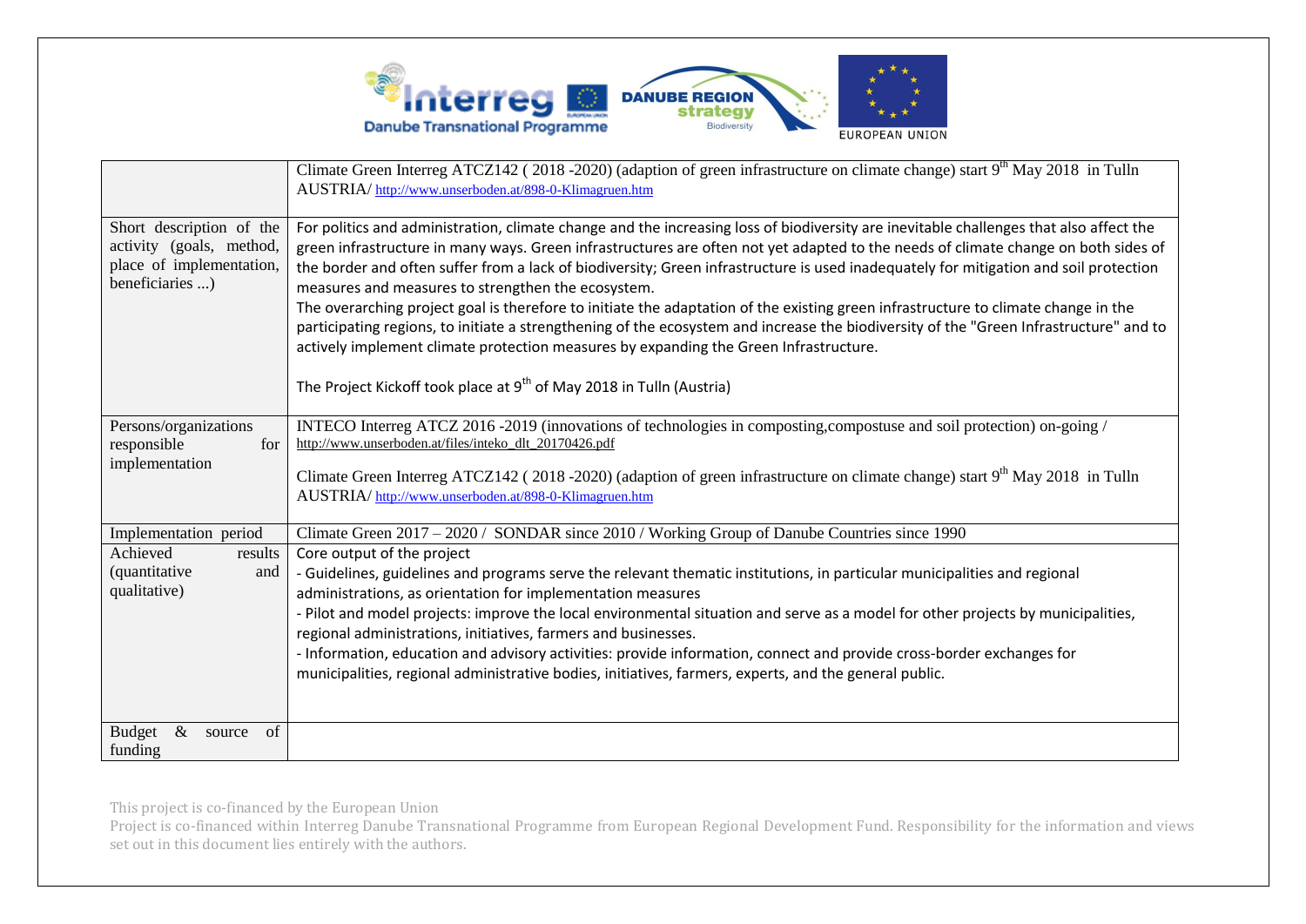| | Climate Green Interreg ATCZ142 ( 2018 -2020) (adaption of green infrastructure on climate change) start 9th May 2018 in Tulln AUSTRIA/ http://www.unserboden.at/898-0-Klimagruen.htm |
|---|---|
| Short description of the activity (goals, method, place of implementation, beneficiaries ...) | For politics and administration, climate change and the increasing loss of biodiversity are inevitable challenges that also affect the green infrastructure in many ways. Green infrastructures are often not yet adapted to the needs of climate change on both sides of the border and often suffer from a lack of biodiversity; Green infrastructure is used inadequately for mitigation and soil protection measures and measures to strengthen the ecosystem.<br>The overarching project goal is therefore to initiate the adaptation of the existing green infrastructure to climate change in the participating regions, to initiate a strengthening of the ecosystem and increase the biodiversity of the "Green Infrastructure" and to actively implement climate protection measures by expanding the Green Infrastructure.<br><br>The Project Kickoff took place at 9th of May 2018 in Tulln (Austria) |
| Persons/organizations responsible for implementation | INTECO Interreg ATCZ 2016 -2019 (innovations of technologies in composting,compostuse and soil protection) on-going / http://www.unserboden.at/files/inteko_dlt_20170426.pdf<br><br>Climate Green Interreg ATCZ142 ( 2018 -2020) (adaption of green infrastructure on climate change) start 9th May 2018 in Tulln AUSTRIA/ http://www.unserboden.at/898-0-Klimagruen.htm |
| Implementation period | Climate Green 2017 – 2020 / SONDAR since 2010 / Working Group of Danube Countries since 1990 |
| Achieved results (quantitative and qualitative) | Core output of the project<br>- Guidelines, guidelines and programs serve the relevant thematic institutions, in particular municipalities and regional administrations, as orientation for implementation measures<br>- Pilot and model projects: improve the local environmental situation and serve as a model for other projects by municipalities, regional administrations, initiatives, farmers and businesses.<br>- Information, education and advisory activities: provide information, connect and provide cross-border exchanges for municipalities, regional administrative bodies, initiatives, farmers, experts, and the general public. |
| Budget & source of funding | |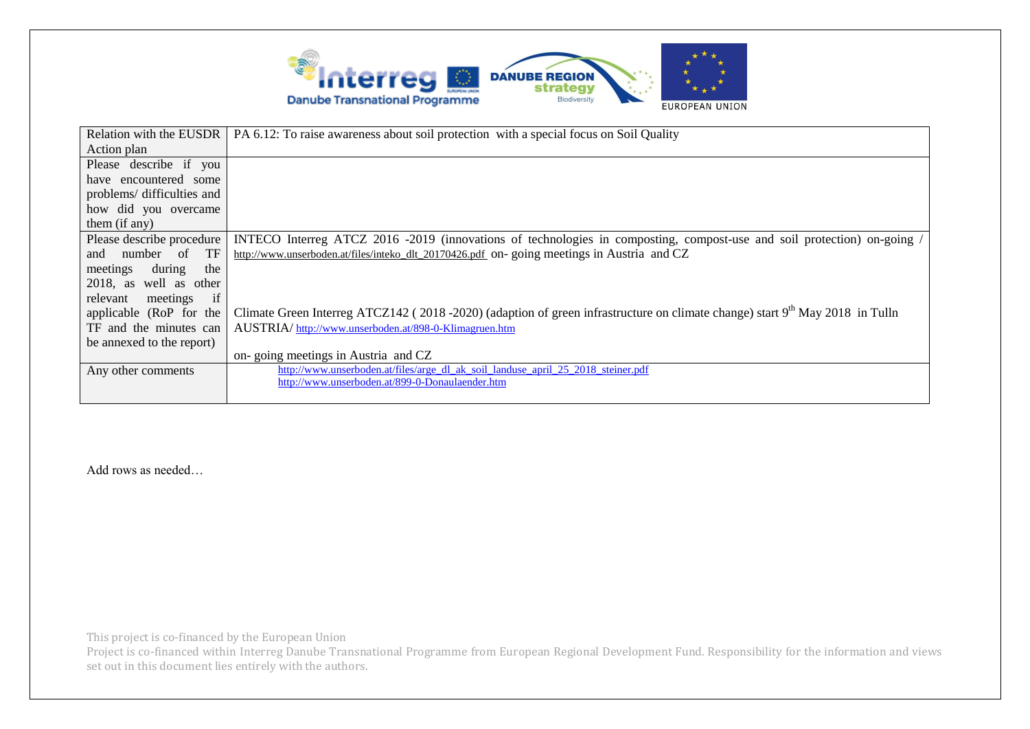| | |
|---|---|
| Relation with the EUSDR Action plan | PA 6.12: To raise awareness about soil protection with a special focus on Soil Quality |
| Please describe if you have encountered some problems/ difficulties and how did you overcame them (if any) | |
| Please describe procedure and number of TF meetings during the 2018, as well as other relevant meetings if applicable (RoP for the TF and the minutes can be annexed to the report) | INTECO Interreg ATCZ 2016 -2019 (innovations of technologies in composting, compost-use and soil protection) on-going / http://www.unserboden.at/files/inteko_dlt_20170426.pdf on- going meetings in Austria and CZ<br><br>Climate Green Interreg ATCZ142 ( 2018 -2020) (adaption of green infrastructure on climate change) start 9th May 2018 in Tulln AUSTRIA/ http://www.unserboden.at/898-0-Klimagruen.htm<br><br>on- going meetings in Austria and CZ |
| Any other comments | http://www.unserboden.at/files/arge_dl_ak_soil_landuse_april_25_2018_steiner.pdf<br>http://www.unserboden.at/899-0-Donaulaender.htm |

Add rows as needed…

This project is co-financed by the European Union

Project is co-financed within Interreg Danube Transnational Programme from European Regional Development Fund. Responsibility for the information and views set out in this document lies entirely with the authors.